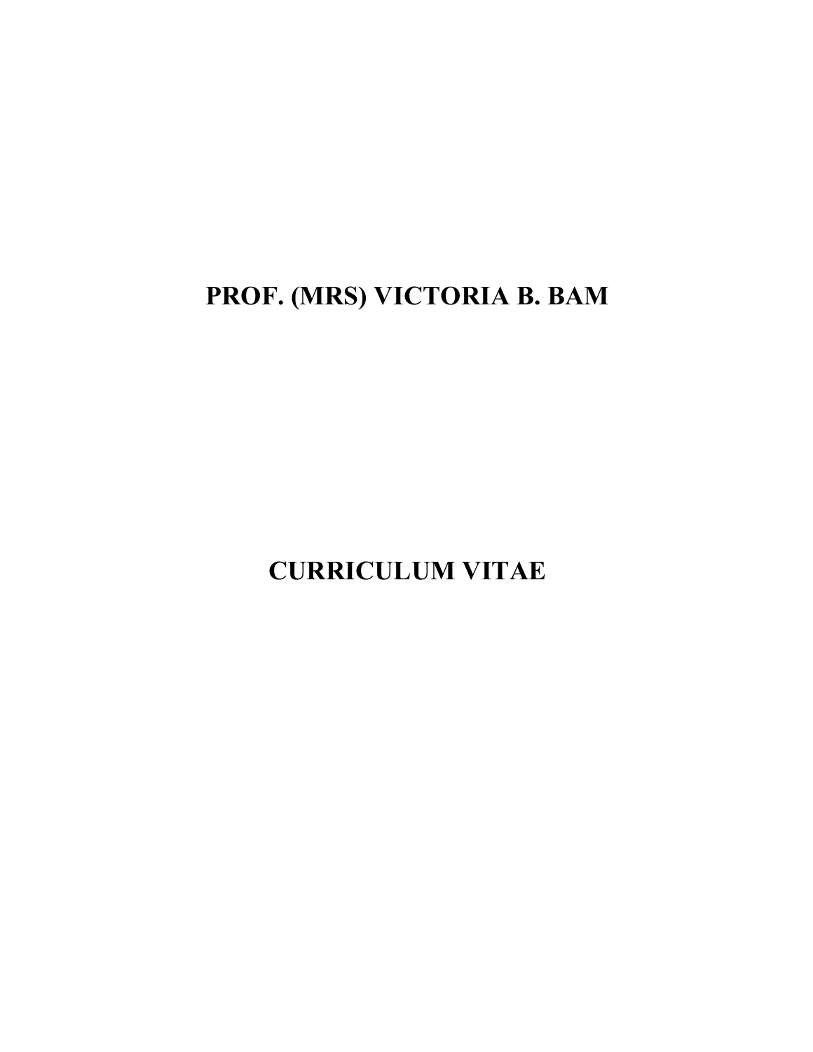# PROF. (MRS) VICTORIA B. BAM

# CURRICULUM VITAE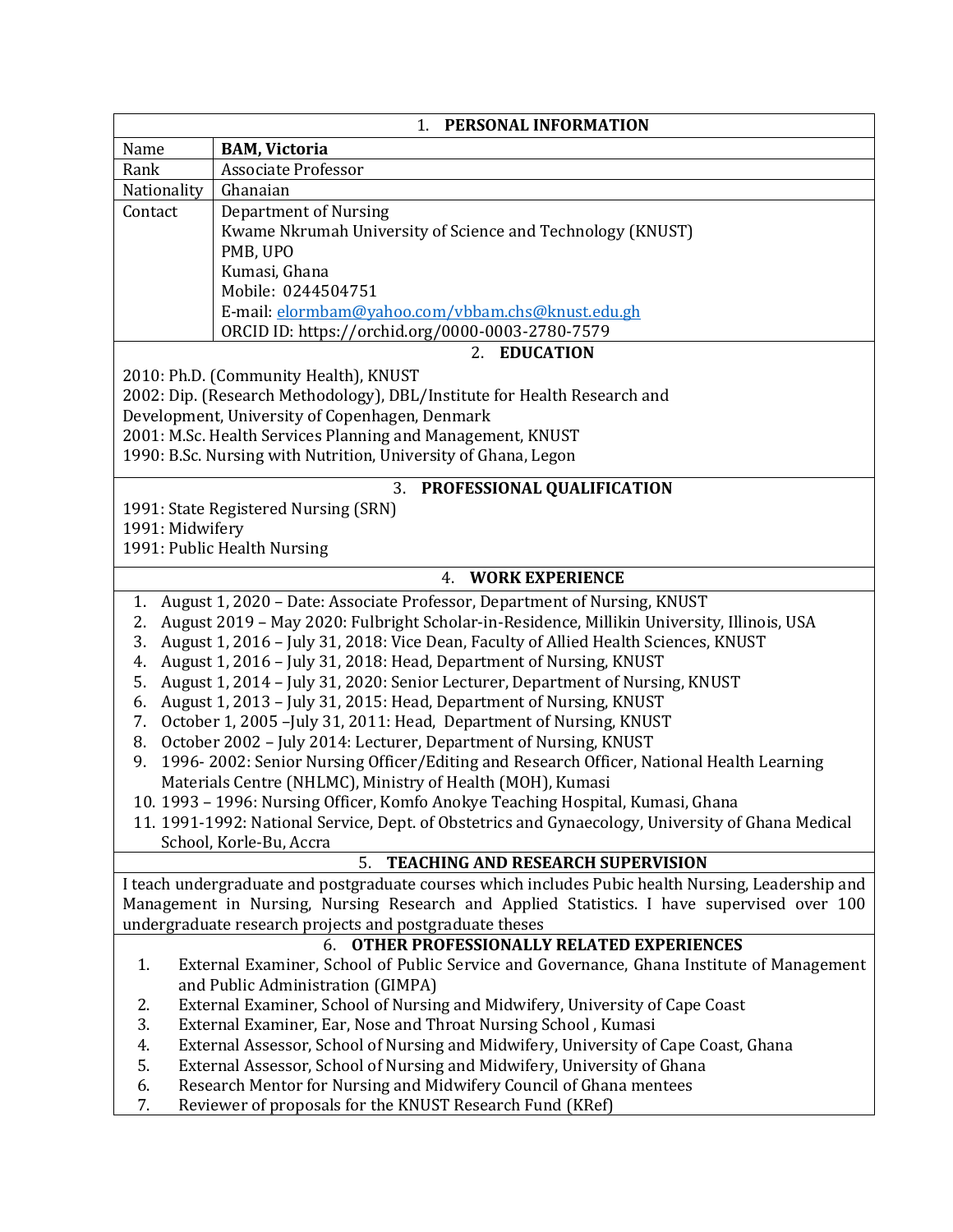## 1. PERSONAL INFORMATION

| | |
|---|---|
| Name | **BAM, Victoria** |
| Rank | Associate Professor |
| Nationality | Ghanaian |
| Contact | Department of Nursing<br>Kwame Nkrumah University of Science and Technology (KNUST)<br>PMB, UPO<br>Kumasi, Ghana<br>Mobile: 0244504751<br>E-mail: elormbam@yahoo.com/vbbam.chs@knust.edu.gh<br>ORCID ID: https://orchid.org/0000-0003-2780-7579 |

## 2. EDUCATION

2010: Ph.D. (Community Health), KNUST
2002: Dip. (Research Methodology), DBL/Institute for Health Research and Development, University of Copenhagen, Denmark
2001: M.Sc. Health Services Planning and Management, KNUST
1990: B.Sc. Nursing with Nutrition, University of Ghana, Legon

## 3. PROFESSIONAL QUALIFICATION

1991: State Registered Nursing (SRN)
1991: Midwifery
1991: Public Health Nursing

## 4. WORK EXPERIENCE

1. August 1, 2020 – Date: Associate Professor, Department of Nursing, KNUST
2. August 2019 – May 2020: Fulbright Scholar-in-Residence, Millikin University, Illinois, USA
3. August 1, 2016 – July 31, 2018: Vice Dean, Faculty of Allied Health Sciences, KNUST
4. August 1, 2016 – July 31, 2018: Head, Department of Nursing, KNUST
5. August 1, 2014 – July 31, 2020: Senior Lecturer, Department of Nursing, KNUST
6. August 1, 2013 – July 31, 2015: Head, Department of Nursing, KNUST
7. October 1, 2005 –July 31, 2011: Head, Department of Nursing, KNUST
8. October 2002 – July 2014: Lecturer, Department of Nursing, KNUST
9. 1996- 2002: Senior Nursing Officer/Editing and Research Officer, National Health Learning Materials Centre (NHLMC), Ministry of Health (MOH), Kumasi
10. 1993 – 1996: Nursing Officer, Komfo Anokye Teaching Hospital, Kumasi, Ghana
11. 1991-1992: National Service, Dept. of Obstetrics and Gynaecology, University of Ghana Medical School, Korle-Bu, Accra

## 5. TEACHING AND RESEARCH SUPERVISION

I teach undergraduate and postgraduate courses which includes Pubic health Nursing, Leadership and Management in Nursing, Nursing Research and Applied Statistics. I have supervised over 100 undergraduate research projects and postgraduate theses

## 6. OTHER PROFESSIONALLY RELATED EXPERIENCES

1. External Examiner, School of Public Service and Governance, Ghana Institute of Management and Public Administration (GIMPA)
2. External Examiner, School of Nursing and Midwifery, University of Cape Coast
3. External Examiner, Ear, Nose and Throat Nursing School , Kumasi
4. External Assessor, School of Nursing and Midwifery, University of Cape Coast, Ghana
5. External Assessor, School of Nursing and Midwifery, University of Ghana
6. Research Mentor for Nursing and Midwifery Council of Ghana mentees
7. Reviewer of proposals for the KNUST Research Fund (KRef)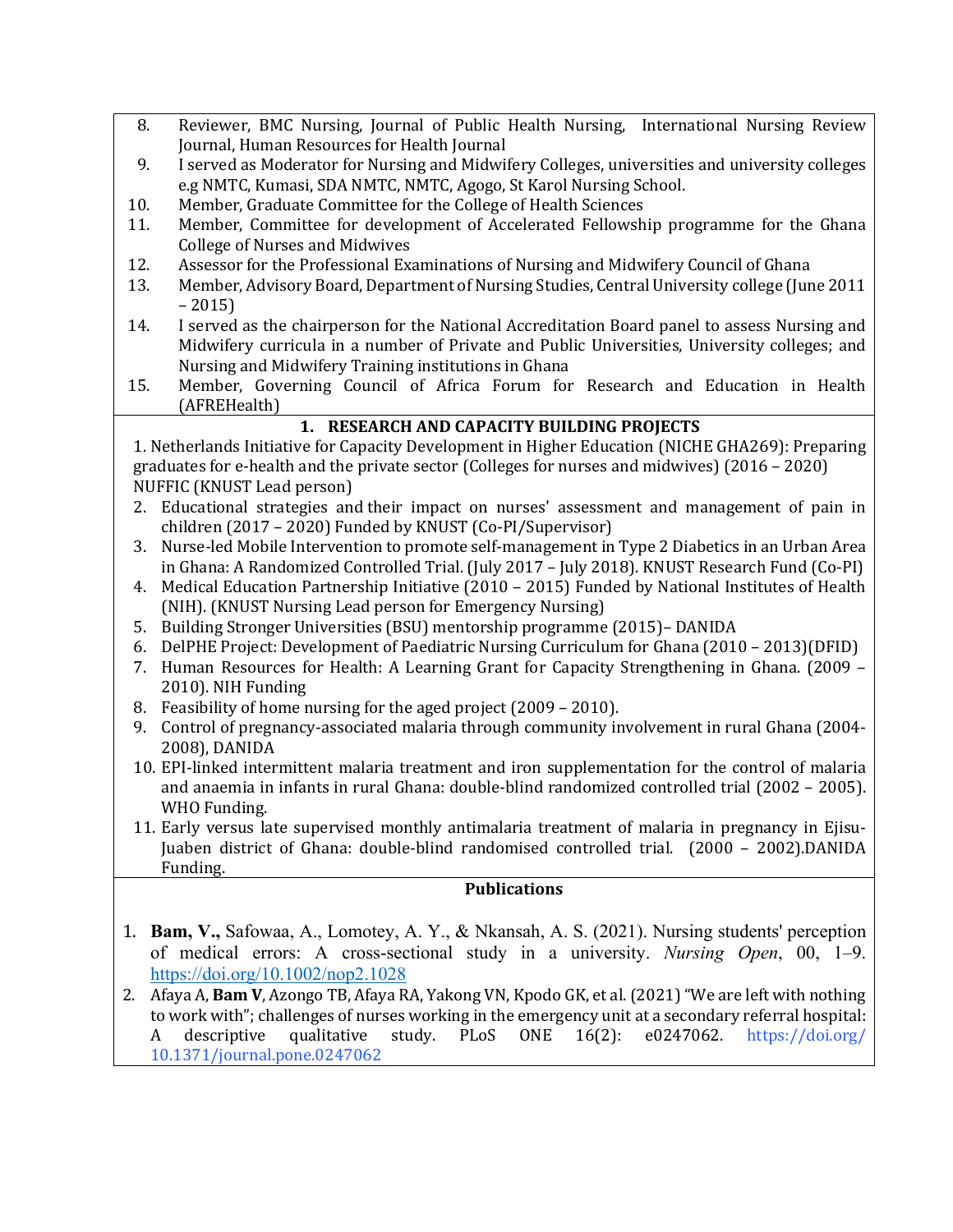8. Reviewer, BMC Nursing, Journal of Public Health Nursing, International Nursing Review Journal, Human Resources for Health Journal
9. I served as Moderator for Nursing and Midwifery Colleges, universities and university colleges e.g NMTC, Kumasi, SDA NMTC, NMTC, Agogo, St Karol Nursing School.
10. Member, Graduate Committee for the College of Health Sciences
11. Member, Committee for development of Accelerated Fellowship programme for the Ghana College of Nurses and Midwives
12. Assessor for the Professional Examinations of Nursing and Midwifery Council of Ghana
13. Member, Advisory Board, Department of Nursing Studies, Central University college (June 2011 – 2015)
14. I served as the chairperson for the National Accreditation Board panel to assess Nursing and Midwifery curricula in a number of Private and Public Universities, University colleges; and Nursing and Midwifery Training institutions in Ghana
15. Member, Governing Council of Africa Forum for Research and Education in Health (AFREHealth)

## 1. RESEARCH AND CAPACITY BUILDING PROJECTS

1. Netherlands Initiative for Capacity Development in Higher Education (NICHE GHA269): Preparing graduates for e-health and the private sector (Colleges for nurses and midwives) (2016 – 2020) NUFFIC (KNUST Lead person)
2. Educational strategies and their impact on nurses' assessment and management of pain in children (2017 – 2020) Funded by KNUST (Co-PI/Supervisor)
3. Nurse-led Mobile Intervention to promote self-management in Type 2 Diabetics in an Urban Area in Ghana: A Randomized Controlled Trial. (July 2017 – July 2018). KNUST Research Fund (Co-PI)
4. Medical Education Partnership Initiative (2010 – 2015) Funded by National Institutes of Health (NIH). (KNUST Nursing Lead person for Emergency Nursing)
5. Building Stronger Universities (BSU) mentorship programme (2015)– DANIDA
6. DelPHE Project: Development of Paediatric Nursing Curriculum for Ghana (2010 – 2013)(DFID)
7. Human Resources for Health: A Learning Grant for Capacity Strengthening in Ghana. (2009 – 2010). NIH Funding
8. Feasibility of home nursing for the aged project (2009 – 2010).
9. Control of pregnancy-associated malaria through community involvement in rural Ghana (2004-2008), DANIDA
10. EPI-linked intermittent malaria treatment and iron supplementation for the control of malaria and anaemia in infants in rural Ghana: double-blind randomized controlled trial (2002 – 2005). WHO Funding.
11. Early versus late supervised monthly antimalaria treatment of malaria in pregnancy in Ejisu-Juaben district of Ghana: double-blind randomised controlled trial. (2000 – 2002).DANIDA Funding.

## Publications

1. **Bam, V.,** Safowaa, A., Lomotey, A. Y., & Nkansah, A. S. (2021). Nursing students' perception of medical errors: A cross-sectional study in a university. *Nursing Open*, 00, 1–9. https://doi.org/10.1002/nop2.1028
2. Afaya A, **Bam V**, Azongo TB, Afaya RA, Yakong VN, Kpodo GK, et al. (2021) "We are left with nothing to work with"; challenges of nurses working in the emergency unit at a secondary referral hospital: A descriptive qualitative study. PLoS ONE 16(2): e0247062. https://doi.org/10.1371/journal.pone.0247062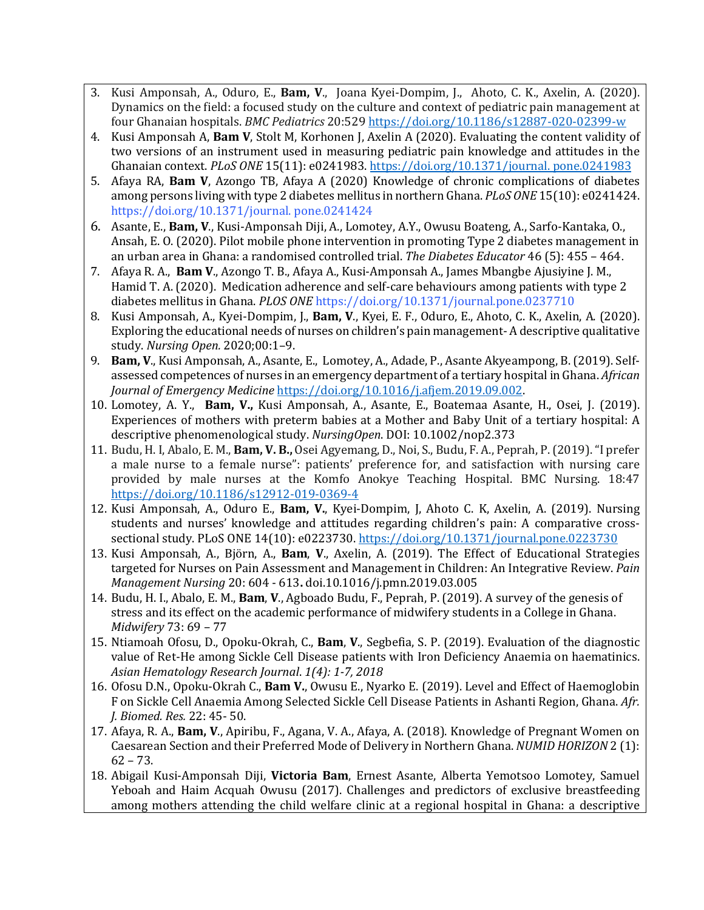3. Kusi Amponsah, A., Oduro, E., **Bam, V**., Joana Kyei-Dompim, J., Ahoto, C. K., Axelin, A. (2020). Dynamics on the field: a focused study on the culture and context of pediatric pain management at four Ghanaian hospitals. *BMC Pediatrics* 20:529 https://doi.org/10.1186/s12887-020-02399-w
4. Kusi Amponsah A, **Bam V**, Stolt M, Korhonen J, Axelin A (2020). Evaluating the content validity of two versions of an instrument used in measuring pediatric pain knowledge and attitudes in the Ghanaian context. *PLoS ONE* 15(11): e0241983. https://doi.org/10.1371/journal. pone.0241983
5. Afaya RA, **Bam V**, Azongo TB, Afaya A (2020) Knowledge of chronic complications of diabetes among persons living with type 2 diabetes mellitus in northern Ghana. *PLoS ONE* 15(10): e0241424. https://doi.org/10.1371/journal. pone.0241424
6. Asante, E., **Bam, V**., Kusi-Amponsah Diji, A., Lomotey, A.Y., Owusu Boateng, A., Sarfo-Kantaka, O., Ansah, E. O. (2020). Pilot mobile phone intervention in promoting Type 2 diabetes management in an urban area in Ghana: a randomised controlled trial. *The Diabetes Educator* 46 (5): 455 – 464.
7. Afaya R. A., **Bam V**., Azongo T. B., Afaya A., Kusi-Amponsah A., James Mbangbe Ajusiyine J. M., Hamid T. A. (2020). Medication adherence and self-care behaviours among patients with type 2 diabetes mellitus in Ghana. *PLOS ONE* https://doi.org/10.1371/journal.pone.0237710
8. Kusi Amponsah, A., Kyei-Dompim, J., **Bam, V**., Kyei, E. F., Oduro, E., Ahoto, C. K., Axelin, A. (2020). Exploring the educational needs of nurses on children's pain management- A descriptive qualitative study. *Nursing Open.* 2020;00:1–9.
9. **Bam, V**., Kusi Amponsah, A., Asante, E., Lomotey, A., Adade, P., Asante Akyeampong, B. (2019). Self-assessed competences of nurses in an emergency department of a tertiary hospital in Ghana. *African Journal of Emergency Medicine* https://doi.org/10.1016/j.afjem.2019.09.002.
10. Lomotey, A. Y., **Bam, V.,** Kusi Amponsah, A., Asante, E., Boatemaa Asante, H., Osei, J. (2019). Experiences of mothers with preterm babies at a Mother and Baby Unit of a tertiary hospital: A descriptive phenomenological study. *NursingOpen*. DOI: 10.1002/nop2.373
11. Budu, H. I, Abalo, E. M., **Bam, V. B.,** Osei Agyemang, D., Noi, S., Budu, F. A., Peprah, P. (2019). "I prefer a male nurse to a female nurse": patients' preference for, and satisfaction with nursing care provided by male nurses at the Komfo Anokye Teaching Hospital. BMC Nursing. 18:47 https://doi.org/10.1186/s12912-019-0369-4
12. Kusi Amponsah, A., Oduro E., **Bam, V.**, Kyei-Dompim, J, Ahoto C. K, Axelin, A. (2019). Nursing students and nurses' knowledge and attitudes regarding children's pain: A comparative cross-sectional study. PLoS ONE 14(10): e0223730. https://doi.org/10.1371/journal.pone.0223730
13. Kusi Amponsah, A., Björn, A., **Bam**, **V**., Axelin, A. (2019). The Effect of Educational Strategies targeted for Nurses on Pain Assessment and Management in Children: An Integrative Review. *Pain Management Nursing* 20: 604 - 613**.** doi.10.1016/j.pmn.2019.03.005
14. Budu, H. I., Abalo, E. M., **Bam**, **V**., Agboado Budu, F., Peprah, P. (2019). A survey of the genesis of stress and its effect on the academic performance of midwifery students in a College in Ghana. *Midwifery* 73: 69 – 77
15. Ntiamoah Ofosu, D., Opoku-Okrah, C., **Bam**, **V**., Segbefia, S. P. (2019). Evaluation of the diagnostic value of Ret-He among Sickle Cell Disease patients with Iron Deficiency Anaemia on haematinics. *Asian Hematology Research Journal*. *1(4): 1-7, 2018*
16. Ofosu D.N., Opoku-Okrah C., **Bam V.**, Owusu E., Nyarko E. (2019). Level and Effect of Haemoglobin F on Sickle Cell Anaemia Among Selected Sickle Cell Disease Patients in Ashanti Region, Ghana. *Afr. J. Biomed. Res.* 22: 45- 50.
17. Afaya, R. A., **Bam, V**., Apiribu, F., Agana, V. A., Afaya, A. (2018). Knowledge of Pregnant Women on Caesarean Section and their Preferred Mode of Delivery in Northern Ghana. *NUMID HORIZON* 2 (1): 62 – 73.
18. Abigail Kusi-Amponsah Diji, **Victoria Bam**, Ernest Asante, Alberta Yemotsoo Lomotey, Samuel Yeboah and Haim Acquah Owusu (2017). Challenges and predictors of exclusive breastfeeding among mothers attending the child welfare clinic at a regional hospital in Ghana: a descriptive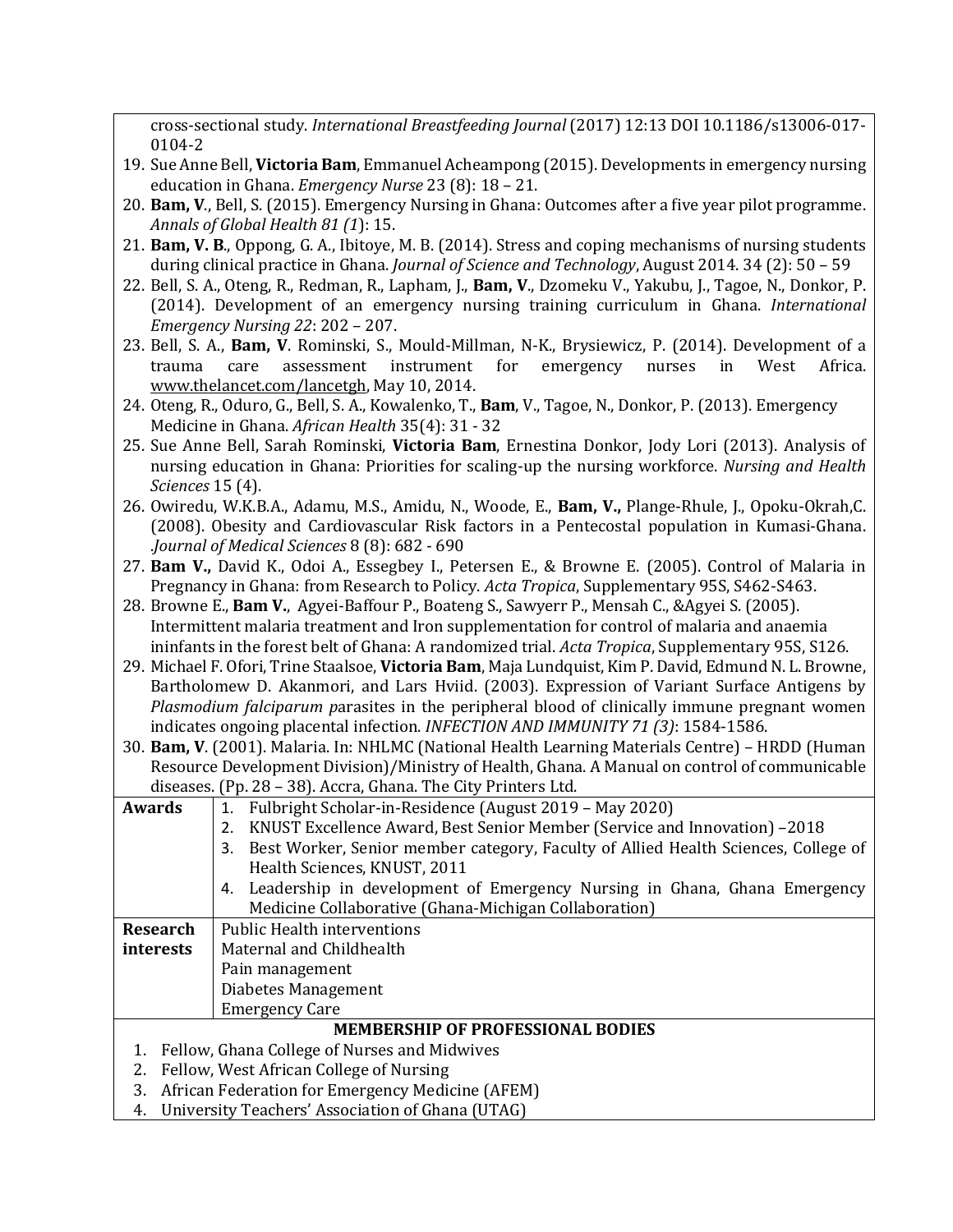cross-sectional study. *International Breastfeeding Journal* (2017) 12:13 DOI 10.1186/s13006-017-0104-2

19. Sue Anne Bell, **Victoria Bam**, Emmanuel Acheampong (2015). Developments in emergency nursing education in Ghana. *Emergency Nurse* 23 (8): 18 – 21.
20. **Bam, V**., Bell, S. (2015). Emergency Nursing in Ghana: Outcomes after a five year pilot programme. *Annals of Global Health 81 (1*): 15.
21. **Bam, V. B**., Oppong, G. A., Ibitoye, M. B. (2014). Stress and coping mechanisms of nursing students during clinical practice in Ghana. *Journal of Science and Technology*, August 2014. 34 (2): 50 – 59
22. Bell, S. A., Oteng, R., Redman, R., Lapham, J., **Bam, V**., Dzomeku V., Yakubu, J., Tagoe, N., Donkor, P. (2014). Development of an emergency nursing training curriculum in Ghana. *International Emergency Nursing 22*: 202 – 207.
23. Bell, S. A., **Bam, V**. Rominski, S., Mould-Millman, N-K., Brysiewicz, P. (2014). Development of a trauma care assessment instrument for emergency nurses in West Africa. www.thelancet.com/lancetgh, May 10, 2014.
24. Oteng, R., Oduro, G., Bell, S. A., Kowalenko, T., **Bam**, V., Tagoe, N., Donkor, P. (2013). Emergency Medicine in Ghana. *African Health* 35(4): 31 - 32
25. Sue Anne Bell, Sarah Rominski, **Victoria Bam**, Ernestina Donkor, Jody Lori (2013). Analysis of nursing education in Ghana: Priorities for scaling-up the nursing workforce. *Nursing and Health Sciences* 15 (4).
26. Owiredu, W.K.B.A., Adamu, M.S., Amidu, N., Woode, E., **Bam, V.,** Plange-Rhule, J., Opoku-Okrah,C. (2008). Obesity and Cardiovascular Risk factors in a Pentecostal population in Kumasi-Ghana. .*Journal of Medical Sciences* 8 (8): 682 - 690
27. **Bam V.,** David K., Odoi A., Essegbey I., Petersen E., & Browne E. (2005). Control of Malaria in Pregnancy in Ghana: from Research to Policy. *Acta Tropica*, Supplementary 95S, S462-S463.
28. Browne E., **Bam V.**, Agyei-Baffour P., Boateng S., Sawyerr P., Mensah C., &Agyei S. (2005). Intermittent malaria treatment and Iron supplementation for control of malaria and anaemia ininfants in the forest belt of Ghana: A randomized trial. *Acta Tropica*, Supplementary 95S, S126.
29. Michael F. Ofori, Trine Staalsoe, **Victoria Bam**, Maja Lundquist, Kim P. David, Edmund N. L. Browne, Bartholomew D. Akanmori, and Lars Hviid. (2003). Expression of Variant Surface Antigens by *Plasmodium falciparum p*arasites in the peripheral blood of clinically immune pregnant women indicates ongoing placental infection. *INFECTION AND IMMUNITY 71 (3)*: 1584-1586.
30. **Bam, V**. (2001). Malaria. In: NHLMC (National Health Learning Materials Centre) – HRDD (Human Resource Development Division)/Ministry of Health, Ghana. A Manual on control of communicable diseases. (Pp. 28 – 38). Accra, Ghana. The City Printers Ltd.

| | |
|---|---|
| **Awards** | 1. Fulbright Scholar-in-Residence (August 2019 – May 2020)<br>2. KNUST Excellence Award, Best Senior Member (Service and Innovation) –2018<br>3. Best Worker, Senior member category, Faculty of Allied Health Sciences, College of Health Sciences, KNUST, 2011<br>4. Leadership in development of Emergency Nursing in Ghana, Ghana Emergency Medicine Collaborative (Ghana-Michigan Collaboration) |
| **Research interests** | Public Health interventions<br>Maternal and Childhealth<br>Pain management<br>Diabetes Management<br>Emergency Care |

**MEMBERSHIP OF PROFESSIONAL BODIES**

1. Fellow, Ghana College of Nurses and Midwives
2. Fellow, West African College of Nursing
3. African Federation for Emergency Medicine (AFEM)
4. University Teachers' Association of Ghana (UTAG)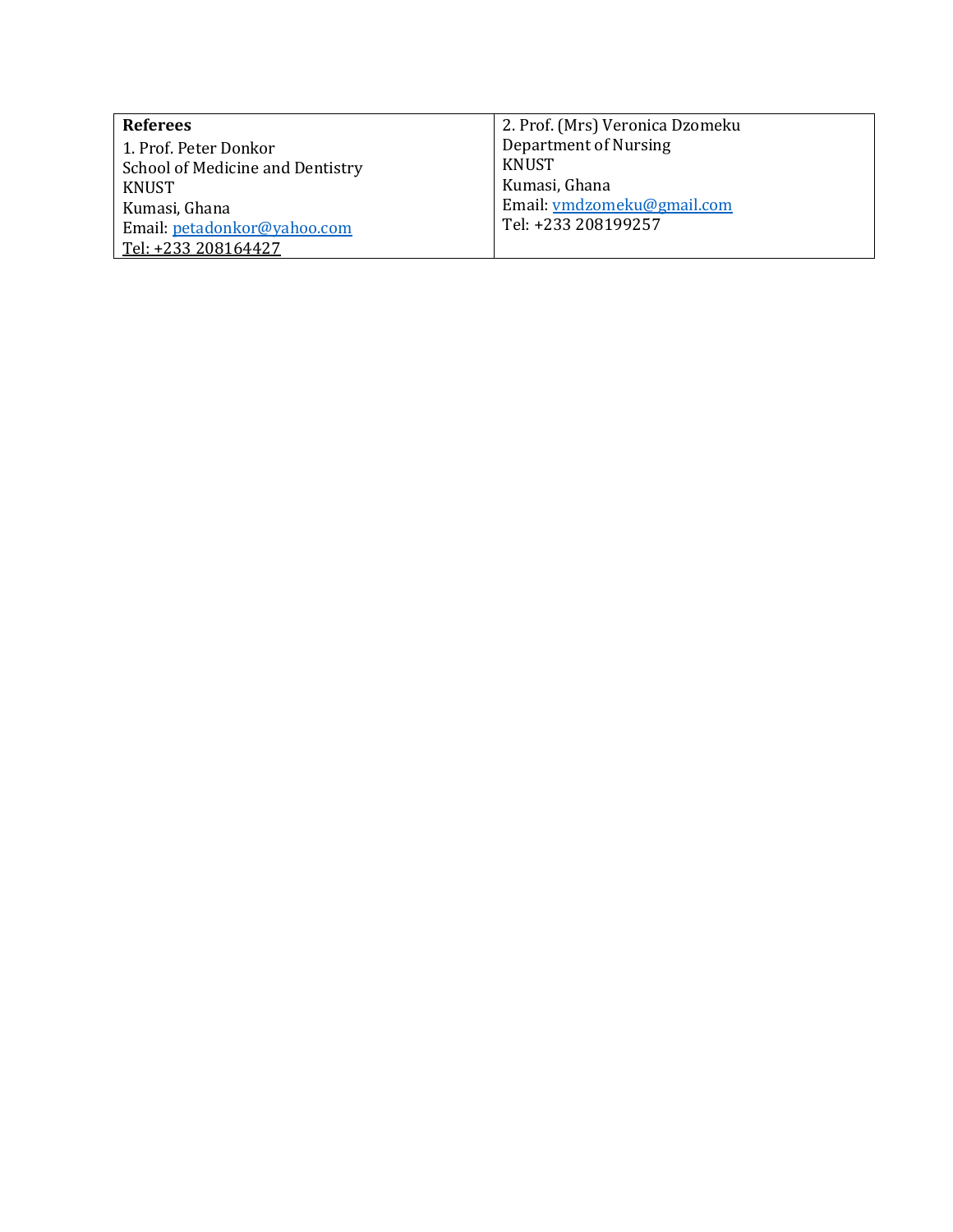| **Referees**<br>1. Prof. Peter Donkor<br>School of Medicine and Dentistry<br>KNUST<br>Kumasi, Ghana<br>Email: petadonkor@yahoo.com<br>Tel: +233 208164427 | 2. Prof. (Mrs) Veronica Dzomeku<br>Department of Nursing<br>KNUST<br>Kumasi, Ghana<br>Email: vmdzomeku@gmail.com<br>Tel: +233 208199257 |
|---|---|